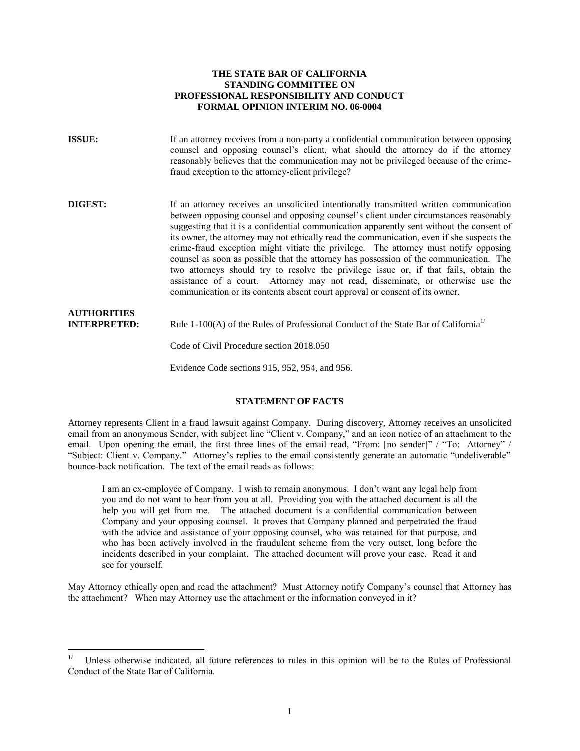**THE STATE BAR OF CALIFORNIA**
**STANDING COMMITTEE ON**
**PROFESSIONAL RESPONSIBILITY AND CONDUCT**
**FORMAL OPINION INTERIM NO. 06-0004**

**ISSUE:** If an attorney receives from a non-party a confidential communication between opposing counsel and opposing counsel's client, what should the attorney do if the attorney reasonably believes that the communication may not be privileged because of the crime-fraud exception to the attorney-client privilege?

**DIGEST:** If an attorney receives an unsolicited intentionally transmitted written communication between opposing counsel and opposing counsel's client under circumstances reasonably suggesting that it is a confidential communication apparently sent without the consent of its owner, the attorney may not ethically read the communication, even if she suspects the crime-fraud exception might vitiate the privilege. The attorney must notify opposing counsel as soon as possible that the attorney has possession of the communication. The two attorneys should try to resolve the privilege issue or, if that fails, obtain the assistance of a court. Attorney may not read, disseminate, or otherwise use the communication or its contents absent court approval or consent of its owner.

**AUTHORITIES INTERPRETED:** Rule 1-100(A) of the Rules of Professional Conduct of the State Bar of California[1/]

Code of Civil Procedure section 2018.050

Evidence Code sections 915, 952, 954, and 956.

## STATEMENT OF FACTS

Attorney represents Client in a fraud lawsuit against Company. During discovery, Attorney receives an unsolicited email from an anonymous Sender, with subject line "Client v. Company," and an icon notice of an attachment to the email. Upon opening the email, the first three lines of the email read, "From: [no sender]" / "To: Attorney" / "Subject: Client v. Company." Attorney's replies to the email consistently generate an automatic "undeliverable" bounce-back notification. The text of the email reads as follows:

> I am an ex-employee of Company. I wish to remain anonymous. I don't want any legal help from you and do not want to hear from you at all. Providing you with the attached document is all the help you will get from me. The attached document is a confidential communication between Company and your opposing counsel. It proves that Company planned and perpetrated the fraud with the advice and assistance of your opposing counsel, who was retained for that purpose, and who has been actively involved in the fraudulent scheme from the very outset, long before the incidents described in your complaint. The attached document will prove your case. Read it and see for yourself.

May Attorney ethically open and read the attachment? Must Attorney notify Company's counsel that Attorney has the attachment? When may Attorney use the attachment or the information conveyed in it?

---

[1/] Unless otherwise indicated, all future references to rules in this opinion will be to the Rules of Professional Conduct of the State Bar of California.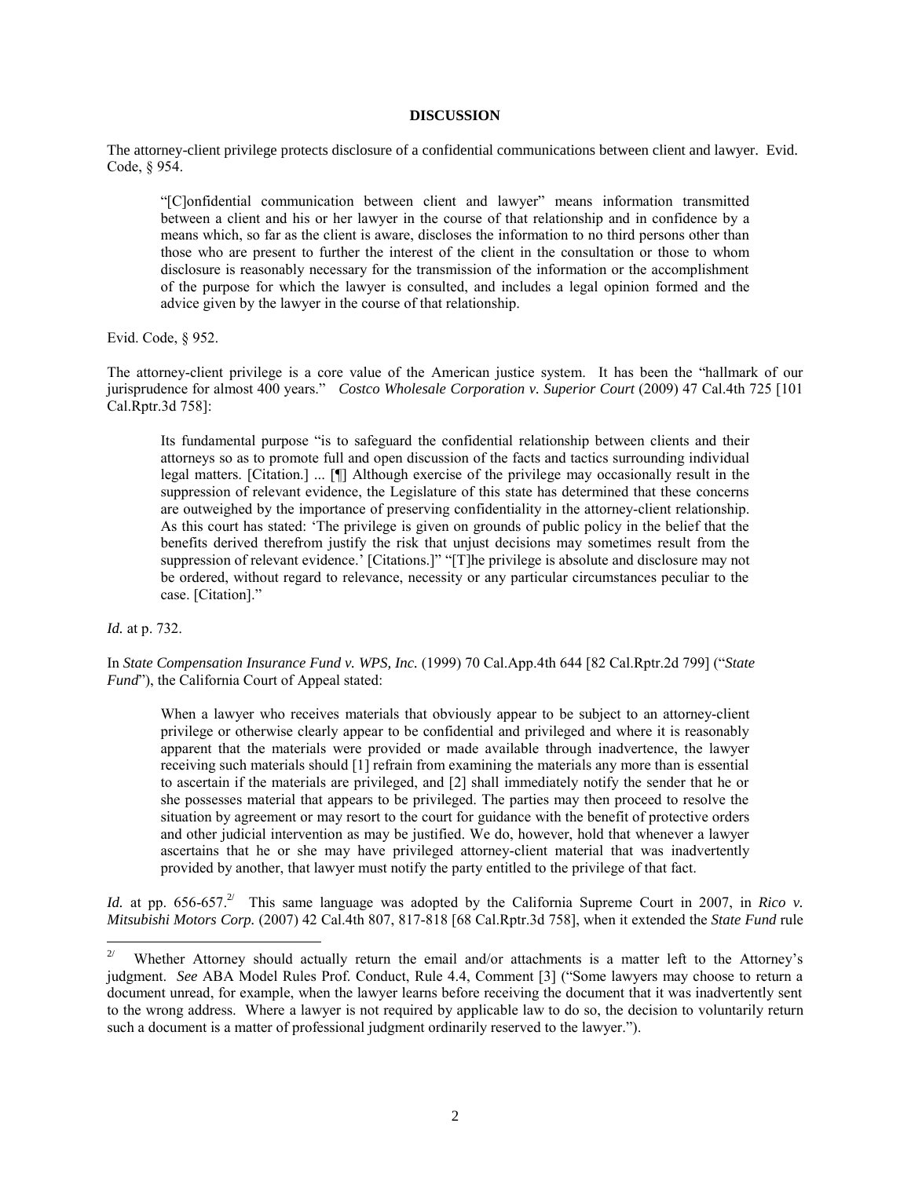**DISCUSSION**

The attorney-client privilege protects disclosure of a confidential communications between client and lawyer. Evid. Code, § 954.

> "[C]onfidential communication between client and lawyer" means information transmitted between a client and his or her lawyer in the course of that relationship and in confidence by a means which, so far as the client is aware, discloses the information to no third persons other than those who are present to further the interest of the client in the consultation or those to whom disclosure is reasonably necessary for the transmission of the information or the accomplishment of the purpose for which the lawyer is consulted, and includes a legal opinion formed and the advice given by the lawyer in the course of that relationship.

Evid. Code, § 952.

The attorney-client privilege is a core value of the American justice system. It has been the "hallmark of our jurisprudence for almost 400 years." *Costco Wholesale Corporation v. Superior Court* (2009) 47 Cal.4th 725 [101 Cal.Rptr.3d 758]:

> Its fundamental purpose "is to safeguard the confidential relationship between clients and their attorneys so as to promote full and open discussion of the facts and tactics surrounding individual legal matters. [Citation.] ... [¶] Although exercise of the privilege may occasionally result in the suppression of relevant evidence, the Legislature of this state has determined that these concerns are outweighed by the importance of preserving confidentiality in the attorney-client relationship. As this court has stated: 'The privilege is given on grounds of public policy in the belief that the benefits derived therefrom justify the risk that unjust decisions may sometimes result from the suppression of relevant evidence.' [Citations.]" "[T]he privilege is absolute and disclosure may not be ordered, without regard to relevance, necessity or any particular circumstances peculiar to the case. [Citation]."

*Id.* at p. 732.

In *State Compensation Insurance Fund v. WPS, Inc.* (1999) 70 Cal.App.4th 644 [82 Cal.Rptr.2d 799] ("*State Fund*"), the California Court of Appeal stated:

> When a lawyer who receives materials that obviously appear to be subject to an attorney-client privilege or otherwise clearly appear to be confidential and privileged and where it is reasonably apparent that the materials were provided or made available through inadvertence, the lawyer receiving such materials should [1] refrain from examining the materials any more than is essential to ascertain if the materials are privileged, and [2] shall immediately notify the sender that he or she possesses material that appears to be privileged. The parties may then proceed to resolve the situation by agreement or may resort to the court for guidance with the benefit of protective orders and other judicial intervention as may be justified. We do, however, hold that whenever a lawyer ascertains that he or she may have privileged attorney-client material that was inadvertently provided by another, that lawyer must notify the party entitled to the privilege of that fact.

*Id.* at pp. 656-657.[2] This same language was adopted by the California Supreme Court in 2007, in *Rico v. Mitsubishi Motors Corp.* (2007) 42 Cal.4th 807, 817-818 [68 Cal.Rptr.3d 758], when it extended the *State Fund* rule

---

[2] Whether Attorney should actually return the email and/or attachments is a matter left to the Attorney's judgment. *See* ABA Model Rules Prof. Conduct, Rule 4.4, Comment [3] ("Some lawyers may choose to return a document unread, for example, when the lawyer learns before receiving the document that it was inadvertently sent to the wrong address. Where a lawyer is not required by applicable law to do so, the decision to voluntarily return such a document is a matter of professional judgment ordinarily reserved to the lawyer.").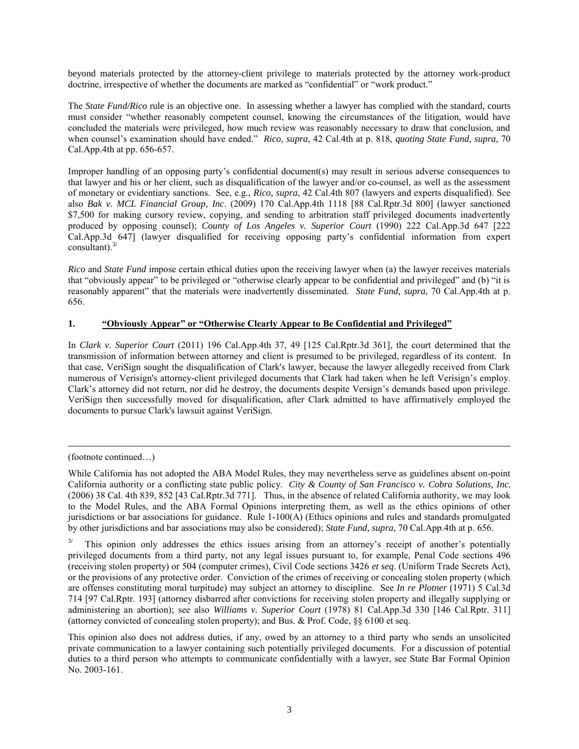beyond materials protected by the attorney-client privilege to materials protected by the attorney work-product doctrine, irrespective of whether the documents are marked as "confidential" or "work product."

The *State Fund/Rico* rule is an objective one. In assessing whether a lawyer has complied with the standard, courts must consider "whether reasonably competent counsel, knowing the circumstances of the litigation, would have concluded the materials were privileged, how much review was reasonably necessary to draw that conclusion, and when counsel's examination should have ended." *Rico, supra*, 42 Cal.4th at p. 818, *quoting State Fund, supra,* 70 Cal.App.4th at pp. 656-657.

Improper handling of an opposing party's confidential document(s) may result in serious adverse consequences to that lawyer and his or her client, such as disqualification of the lawyer and/or co-counsel, as well as the assessment of monetary or evidentiary sanctions. See, e.g., *Rico, supra*, 42 Cal.4th 807 (lawyers and experts disqualified). See also *Bak v. MCL Financial Group, Inc*. (2009) 170 Cal.App.4th 1118 [88 Cal.Rptr.3d 800] (lawyer sanctioned $7,500 for making cursory review, copying, and sending to arbitration staff privileged documents inadvertently produced by opposing counsel); *County of Los Angeles v. Superior Court* (1990) 222 Cal.App.3d 647 [222 Cal.App.3d 647] (lawyer disqualified for receiving opposing party's confidential information from expert consultant).[3/]

*Rico* and *State Fund* impose certain ethical duties upon the receiving lawyer when (a) the lawyer receives materials that "obviously appear" to be privileged or "otherwise clearly appear to be confidential and privileged" and (b) "it is reasonably apparent" that the materials were inadvertently disseminated. *State Fund, supra*, 70 Cal.App.4th at p. 656.

## 1. <u>"Obviously Appear" or "Otherwise Clearly Appear to Be Confidential and Privileged"</u>

In *Clark v. Superior Court* (2011) 196 Cal.App.4th 37, 49 [125 Cal.Rptr.3d 361], the court determined that the transmission of information between attorney and client is presumed to be privileged, regardless of its content. In that case, VeriSign sought the disqualification of Clark's lawyer, because the lawyer allegedly received from Clark numerous of Verisign's attorney-client privileged documents that Clark had taken when he left Verisign's employ. Clark's attorney did not return, nor did he destroy, the documents despite Versign's demands based upon privilege. VeriSign then successfully moved for disqualification, after Clark admitted to have affirmatively employed the documents to pursue Clark's lawsuit against VeriSign.

---

(footnote continued…)

While California has not adopted the ABA Model Rules, they may nevertheless serve as guidelines absent on-point California authority or a conflicting state public policy. *City & County of San Francisco v. Cobra Solutions, Inc.* (2006) 38 Cal. 4th 839, 852 [43 Cal.Rptr.3d 771]. Thus, in the absence of related California authority, we may look to the Model Rules, and the ABA Formal Opinions interpreting them, as well as the ethics opinions of other jurisdictions or bar associations for guidance. Rule 1-100(A) (Ethics opinions and rules and standards promulgated by other jurisdictions and bar associations may also be considered); *State Fund, supra,* 70 Cal.App.4th at p. 656.

[3/] This opinion only addresses the ethics issues arising from an attorney's receipt of another's potentially privileged documents from a third party, not any legal issues pursuant to, for example, Penal Code sections 496 (receiving stolen property) or 504 (computer crimes), Civil Code sections 3426 *et seq*. (Uniform Trade Secrets Act), or the provisions of any protective order. Conviction of the crimes of receiving or concealing stolen property (which are offenses constituting moral turpitude) may subject an attorney to discipline. See *In re Plotner* (1971) 5 Cal.3d 714 [97 Cal.Rptr. 193] (attorney disbarred after convictions for receiving stolen property and illegally supplying or administering an abortion); see also *Williams v. Superior Court* (1978) 81 Cal.App.3d 330 [146 Cal.Rptr. 311] (attorney convicted of concealing stolen property); and Bus. & Prof. Code, §§ 6100 et seq.

This opinion also does not address duties, if any, owed by an attorney to a third party who sends an unsolicited private communication to a lawyer containing such potentially privileged documents. For a discussion of potential duties to a third person who attempts to communicate confidentially with a lawyer, see State Bar Formal Opinion No. 2003-161.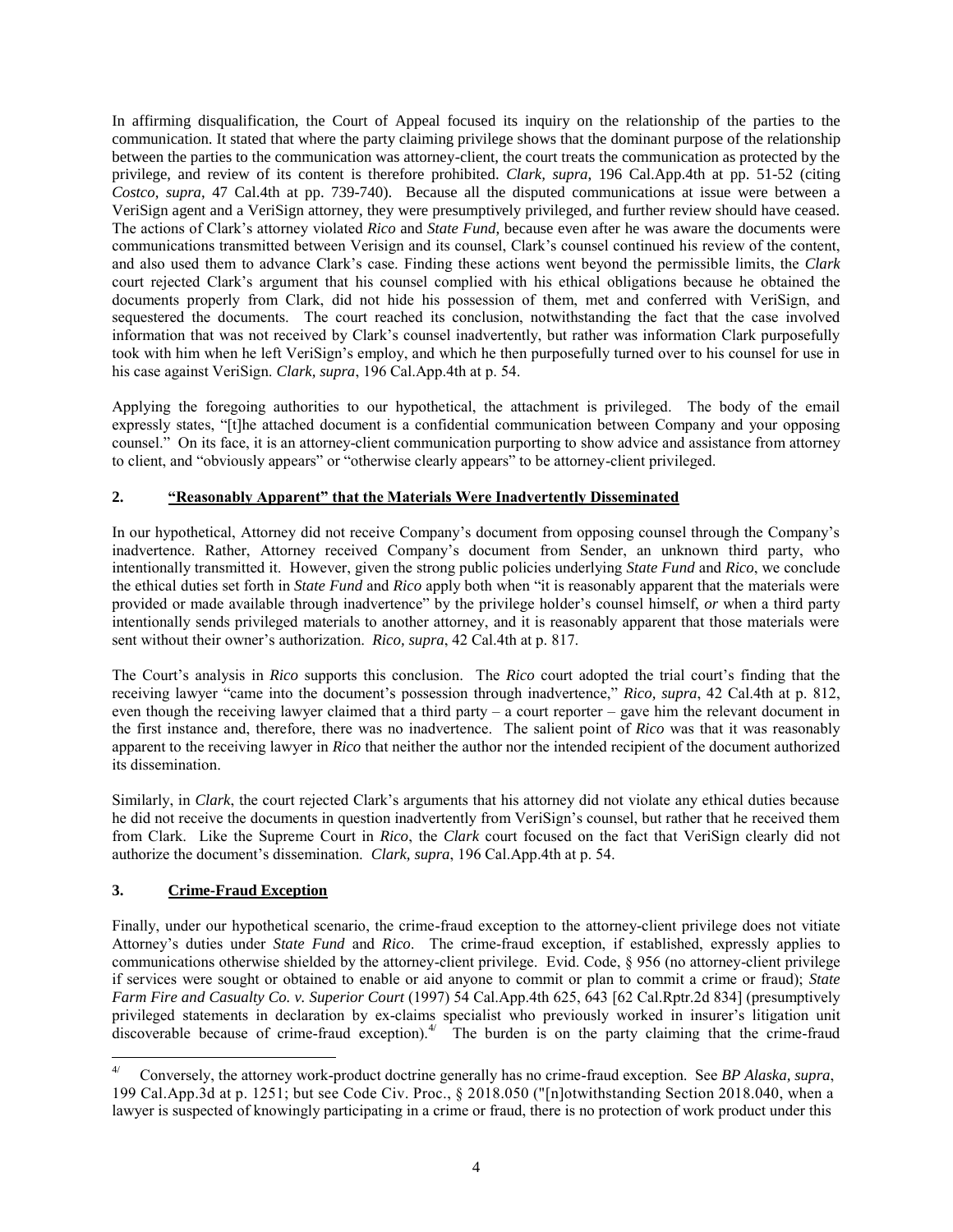In affirming disqualification, the Court of Appeal focused its inquiry on the relationship of the parties to the communication. It stated that where the party claiming privilege shows that the dominant purpose of the relationship between the parties to the communication was attorney-client, the court treats the communication as protected by the privilege, and review of its content is therefore prohibited. *Clark, supra,* 196 Cal.App.4th at pp. 51-52 (citing *Costco, supra,* 47 Cal.4th at pp. 739-740). Because all the disputed communications at issue were between a VeriSign agent and a VeriSign attorney, they were presumptively privileged, and further review should have ceased. The actions of Clark's attorney violated *Rico* and *State Fund,* because even after he was aware the documents were communications transmitted between Verisign and its counsel, Clark's counsel continued his review of the content, and also used them to advance Clark's case. Finding these actions went beyond the permissible limits, the *Clark* court rejected Clark's argument that his counsel complied with his ethical obligations because he obtained the documents properly from Clark, did not hide his possession of them, met and conferred with VeriSign, and sequestered the documents. The court reached its conclusion, notwithstanding the fact that the case involved information that was not received by Clark's counsel inadvertently, but rather was information Clark purposefully took with him when he left VeriSign's employ, and which he then purposefully turned over to his counsel for use in his case against VeriSign. *Clark, supra*, 196 Cal.App.4th at p. 54.

Applying the foregoing authorities to our hypothetical, the attachment is privileged. The body of the email expressly states, "[t]he attached document is a confidential communication between Company and your opposing counsel." On its face, it is an attorney-client communication purporting to show advice and assistance from attorney to client, and "obviously appears" or "otherwise clearly appears" to be attorney-client privileged.

## 2. "Reasonably Apparent" that the Materials Were Inadvertently Disseminated

In our hypothetical, Attorney did not receive Company's document from opposing counsel through the Company's inadvertence. Rather, Attorney received Company's document from Sender, an unknown third party, who intentionally transmitted it. However, given the strong public policies underlying *State Fund* and *Rico*, we conclude the ethical duties set forth in *State Fund* and *Rico* apply both when "it is reasonably apparent that the materials were provided or made available through inadvertence" by the privilege holder's counsel himself, *or* when a third party intentionally sends privileged materials to another attorney, and it is reasonably apparent that those materials were sent without their owner's authorization. *Rico, supra*, 42 Cal.4th at p. 817.

The Court's analysis in *Rico* supports this conclusion. The *Rico* court adopted the trial court's finding that the receiving lawyer "came into the document's possession through inadvertence," *Rico, supra*, 42 Cal.4th at p. 812, even though the receiving lawyer claimed that a third party – a court reporter – gave him the relevant document in the first instance and, therefore, there was no inadvertence. The salient point of *Rico* was that it was reasonably apparent to the receiving lawyer in *Rico* that neither the author nor the intended recipient of the document authorized its dissemination.

Similarly, in *Clark*, the court rejected Clark's arguments that his attorney did not violate any ethical duties because he did not receive the documents in question inadvertently from VeriSign's counsel, but rather that he received them from Clark. Like the Supreme Court in *Rico*, the *Clark* court focused on the fact that VeriSign clearly did not authorize the document's dissemination. *Clark, supra*, 196 Cal.App.4th at p. 54.

## 3. Crime-Fraud Exception

Finally, under our hypothetical scenario, the crime-fraud exception to the attorney-client privilege does not vitiate Attorney's duties under *State Fund* and *Rico*. The crime-fraud exception, if established, expressly applies to communications otherwise shielded by the attorney-client privilege. Evid. Code, § 956 (no attorney-client privilege if services were sought or obtained to enable or aid anyone to commit or plan to commit a crime or fraud); *State Farm Fire and Casualty Co. v. Superior Court* (1997) 54 Cal.App.4th 625, 643 [62 Cal.Rptr.2d 834] (presumptively privileged statements in declaration by ex-claims specialist who previously worked in insurer's litigation unit discoverable because of crime-fraud exception).[4/] The burden is on the party claiming that the crime-fraud

---

[4/] Conversely, the attorney work-product doctrine generally has no crime-fraud exception. See *BP Alaska, supra*, 199 Cal.App.3d at p. 1251; but see Code Civ. Proc., § 2018.050 ("[n]otwithstanding Section 2018.040, when a lawyer is suspected of knowingly participating in a crime or fraud, there is no protection of work product under this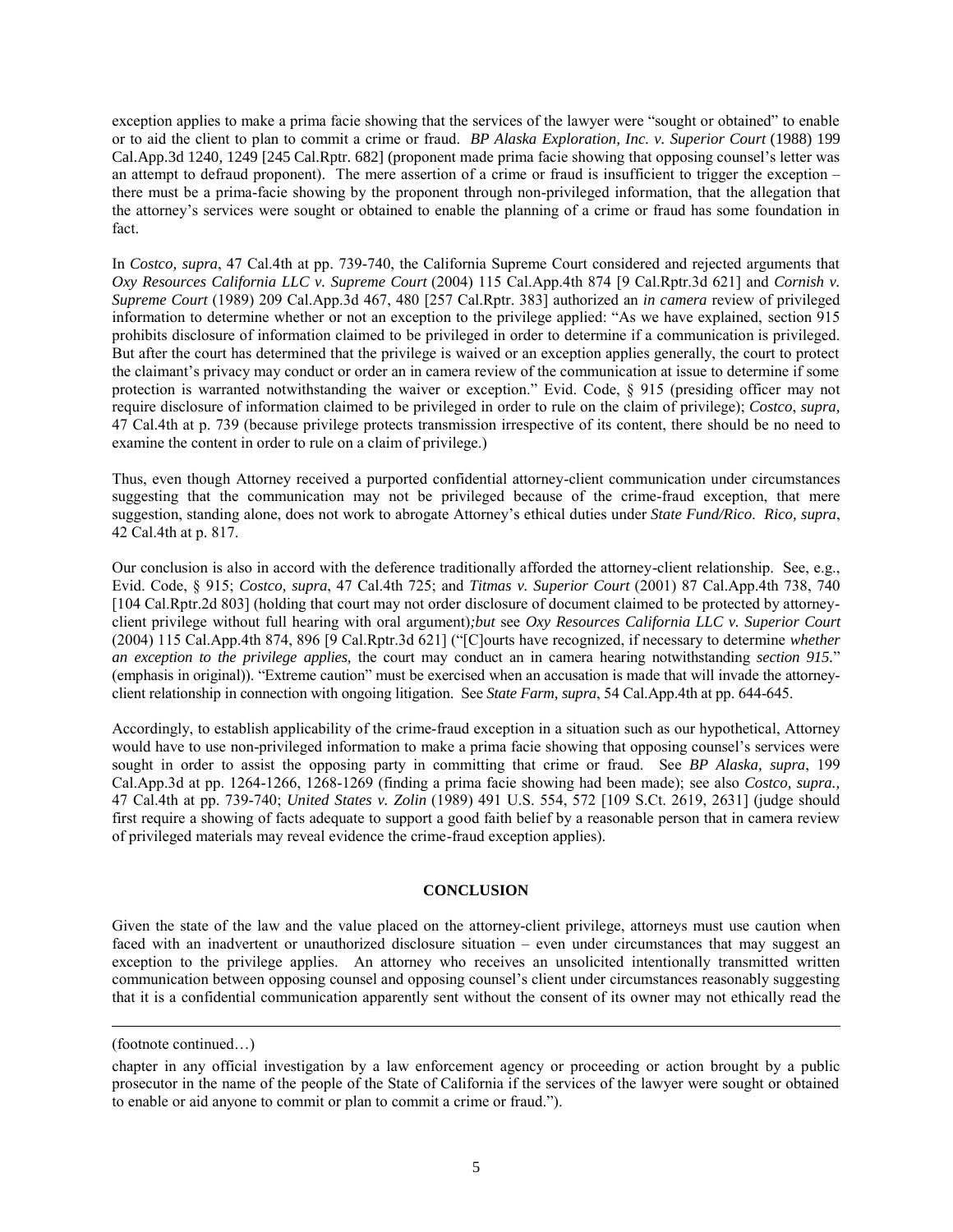exception applies to make a prima facie showing that the services of the lawyer were "sought or obtained" to enable or to aid the client to plan to commit a crime or fraud. *BP Alaska Exploration, Inc. v. Superior Court* (1988) 199 Cal.App.3d 1240, 1249 [245 Cal.Rptr. 682] (proponent made prima facie showing that opposing counsel's letter was an attempt to defraud proponent). The mere assertion of a crime or fraud is insufficient to trigger the exception – there must be a prima-facie showing by the proponent through non-privileged information, that the allegation that the attorney's services were sought or obtained to enable the planning of a crime or fraud has some foundation in fact.

In *Costco, supra*, 47 Cal.4th at pp. 739-740, the California Supreme Court considered and rejected arguments that *Oxy Resources California LLC v. Supreme Court* (2004) 115 Cal.App.4th 874 [9 Cal.Rptr.3d 621] and *Cornish v. Supreme Court* (1989) 209 Cal.App.3d 467, 480 [257 Cal.Rptr. 383] authorized an *in camera* review of privileged information to determine whether or not an exception to the privilege applied: "As we have explained, section 915 prohibits disclosure of information claimed to be privileged in order to determine if a communication is privileged. But after the court has determined that the privilege is waived or an exception applies generally, the court to protect the claimant's privacy may conduct or order an in camera review of the communication at issue to determine if some protection is warranted notwithstanding the waiver or exception." Evid. Code, § 915 (presiding officer may not require disclosure of information claimed to be privileged in order to rule on the claim of privilege); *Costco*, *supra,* 47 Cal.4th at p. 739 (because privilege protects transmission irrespective of its content, there should be no need to examine the content in order to rule on a claim of privilege.)

Thus, even though Attorney received a purported confidential attorney-client communication under circumstances suggesting that the communication may not be privileged because of the crime-fraud exception, that mere suggestion, standing alone, does not work to abrogate Attorney's ethical duties under *State Fund/Rico*. *Rico, supra*, 42 Cal.4th at p. 817.

Our conclusion is also in accord with the deference traditionally afforded the attorney-client relationship. See, e.g., Evid. Code, § 915; *Costco, supra*, 47 Cal.4th 725; and *Titmas v. Superior Court* (2001) 87 Cal.App.4th 738, 740 [104 Cal.Rptr.2d 803] (holding that court may not order disclosure of document claimed to be protected by attorney-client privilege without full hearing with oral argument)*;but* see *Oxy Resources California LLC v. Superior Court* (2004) 115 Cal.App.4th 874, 896 [9 Cal.Rptr.3d 621] ("[C]ourts have recognized, if necessary to determine *whether an exception to the privilege applies,* the court may conduct an in camera hearing notwithstanding *section 915.*" (emphasis in original)). "Extreme caution" must be exercised when an accusation is made that will invade the attorney-client relationship in connection with ongoing litigation. See *State Farm, supra*, 54 Cal.App.4th at pp. 644-645.

Accordingly, to establish applicability of the crime-fraud exception in a situation such as our hypothetical, Attorney would have to use non-privileged information to make a prima facie showing that opposing counsel's services were sought in order to assist the opposing party in committing that crime or fraud. See *BP Alaska, supra*, 199 Cal.App.3d at pp. 1264-1266, 1268-1269 (finding a prima facie showing had been made); see also *Costco, supra.,* 47 Cal.4th at pp. 739-740; *United States v. Zolin* (1989) 491 U.S. 554, 572 [109 S.Ct. 2619, 2631] (judge should first require a showing of facts adequate to support a good faith belief by a reasonable person that in camera review of privileged materials may reveal evidence the crime-fraud exception applies).

## CONCLUSION

Given the state of the law and the value placed on the attorney-client privilege, attorneys must use caution when faced with an inadvertent or unauthorized disclosure situation – even under circumstances that may suggest an exception to the privilege applies. An attorney who receives an unsolicited intentionally transmitted written communication between opposing counsel and opposing counsel's client under circumstances reasonably suggesting that it is a confidential communication apparently sent without the consent of its owner may not ethically read the

---

(footnote continued…)

chapter in any official investigation by a law enforcement agency or proceeding or action brought by a public prosecutor in the name of the people of the State of California if the services of the lawyer were sought or obtained to enable or aid anyone to commit or plan to commit a crime or fraud.").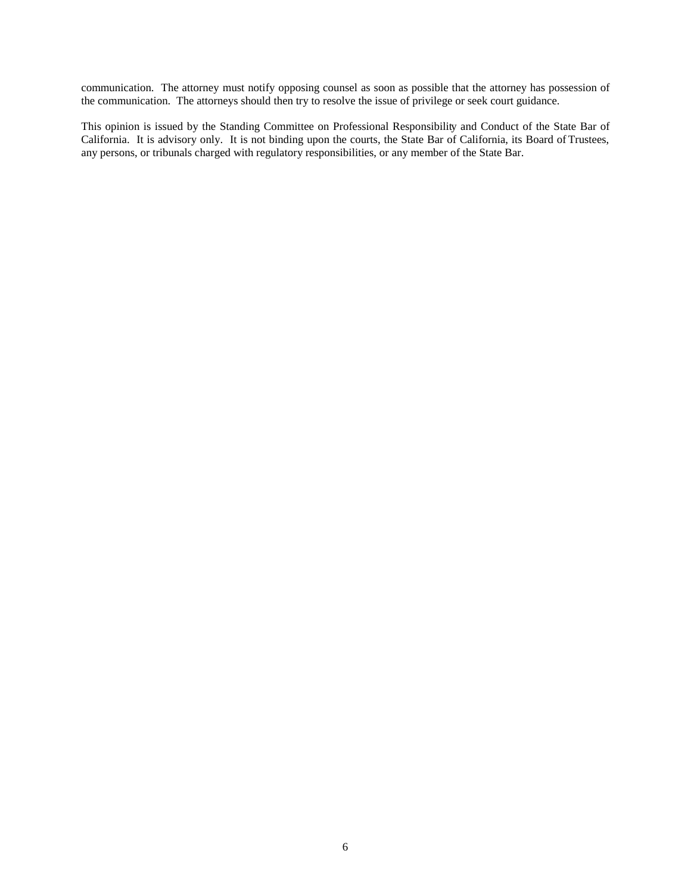communication. The attorney must notify opposing counsel as soon as possible that the attorney has possession of the communication. The attorneys should then try to resolve the issue of privilege or seek court guidance.

This opinion is issued by the Standing Committee on Professional Responsibility and Conduct of the State Bar of California. It is advisory only. It is not binding upon the courts, the State Bar of California, its Board of Trustees, any persons, or tribunals charged with regulatory responsibilities, or any member of the State Bar.